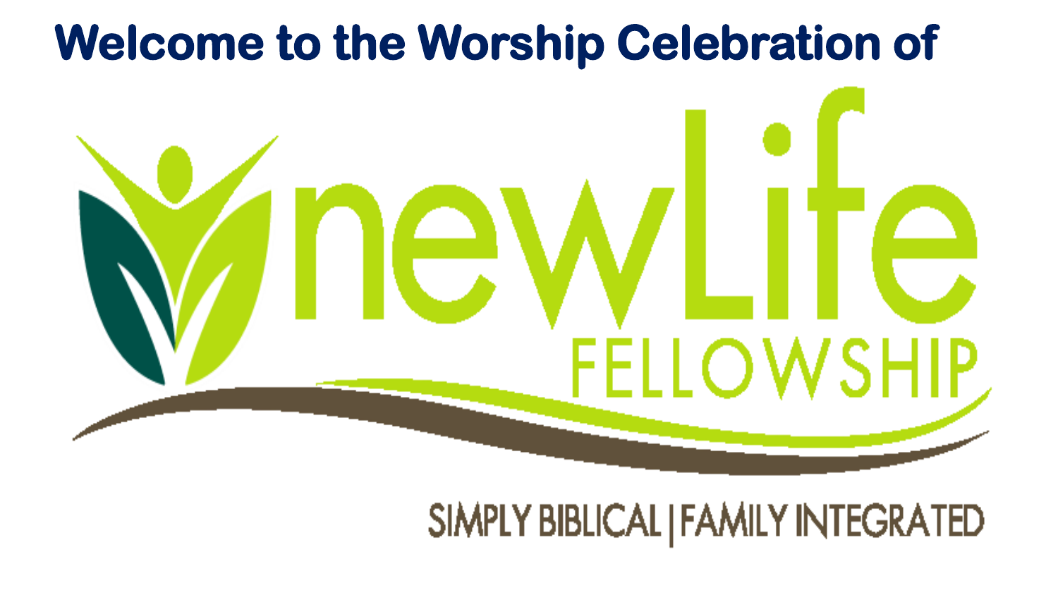# Welcome to the Worship Celebration of

newLife

FELLOWSHIP

SIMPLY BIBLICAL | FAMILY INTEGRATED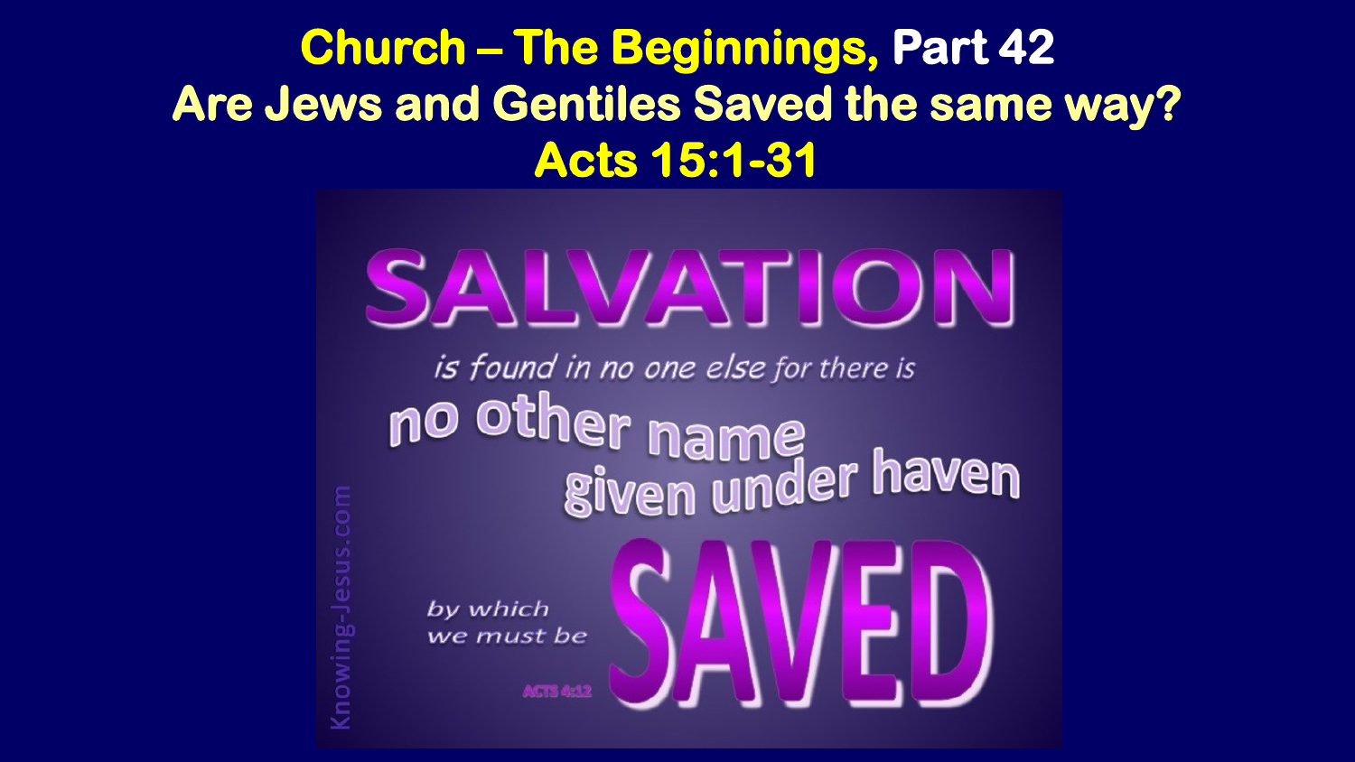# Church – The Beginnings, Part 42

## Are Jews and Gentiles Saved the same way?

## Acts 15:1-31

SALVATION is found in no one else for there is no other name given under haven by which we must be SAVED

ACTS 4:12

Knowing-Jesus.com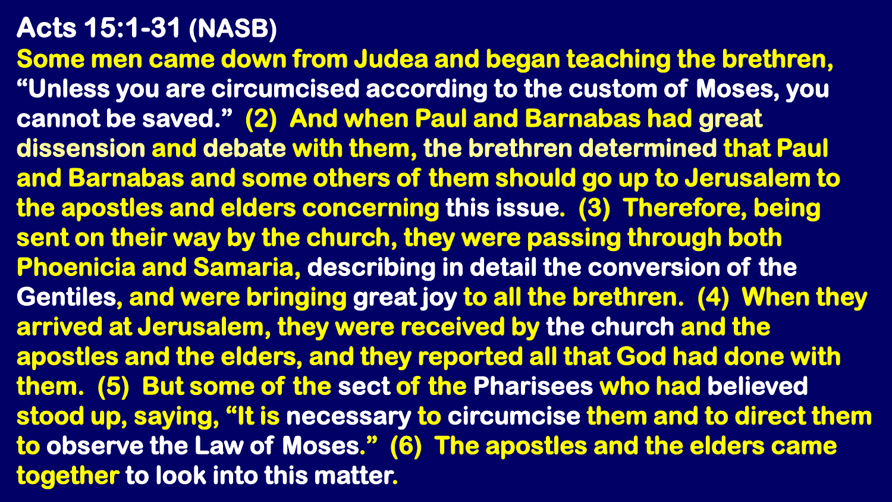**Acts 15:1-31 (NASB)**

**Some men came down from Judea and began teaching the brethren, "Unless you are circumcised according to the custom of Moses, you cannot be saved." (2) And when Paul and Barnabas had great dissension and debate with them, the brethren determined that Paul and Barnabas and some others of them should go up to Jerusalem to the apostles and elders concerning this issue. (3) Therefore, being sent on their way by the church, they were passing through both Phoenicia and Samaria, describing in detail the conversion of the Gentiles, and were bringing great joy to all the brethren. (4) When they arrived at Jerusalem, they were received by the church and the apostles and the elders, and they reported all that God had done with them. (5) But some of the sect of the Pharisees who had believed stood up, saying, "It is necessary to circumcise them and to direct them to observe the Law of Moses." (6) The apostles and the elders came together to look into this matter.**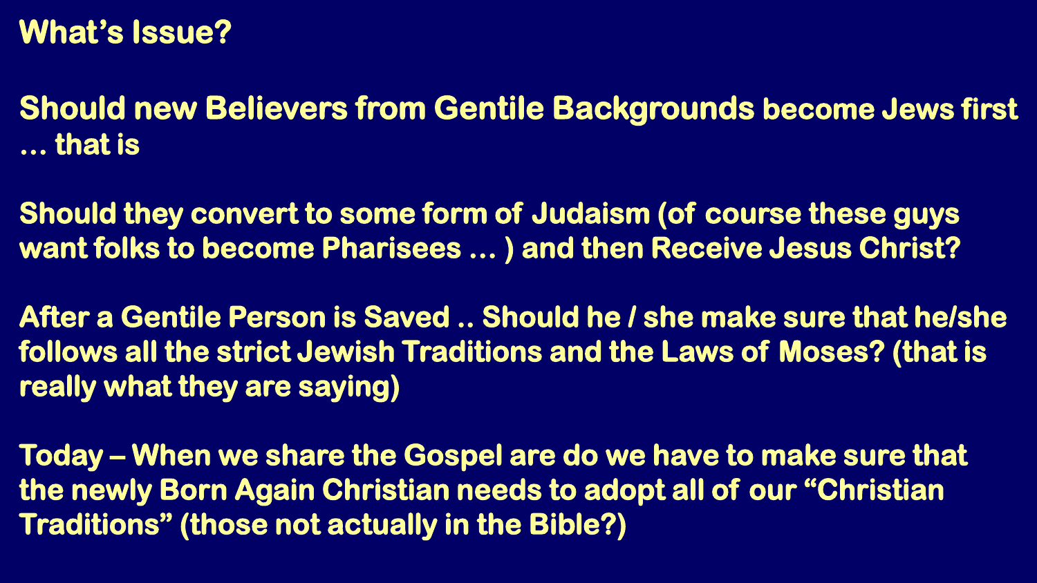# What's Issue?

Should new Believers from Gentile Backgrounds become Jews first … that is

Should they convert to some form of Judaism (of course these guys want folks to become Pharisees … ) and then Receive Jesus Christ?

After a Gentile Person is Saved .. Should he / she make sure that he/she follows all the strict Jewish Traditions and the Laws of Moses? (that is really what they are saying)

Today – When we share the Gospel are do we have to make sure that the newly Born Again Christian needs to adopt all of our "Christian Traditions" (those not actually in the Bible?)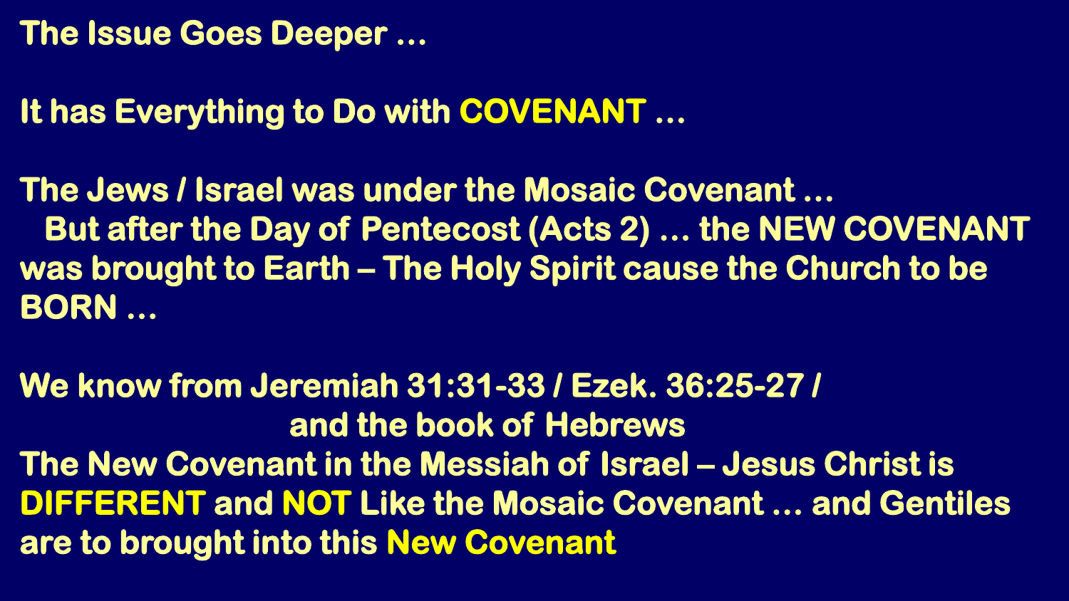**The Issue Goes Deeper …**

**It has Everything to Do with COVENANT …**

**The Jews / Israel was under the Mosaic Covenant …**
**But after the Day of Pentecost (Acts 2) … the NEW COVENANT was brought to Earth – The Holy Spirit cause the Church to be BORN …**

**We know from Jeremiah 31:31-33 / Ezek. 36:25-27 / and the book of Hebrews**
**The New Covenant in the Messiah of Israel – Jesus Christ is DIFFERENT and NOT Like the Mosaic Covenant … and Gentiles are to brought into this New Covenant**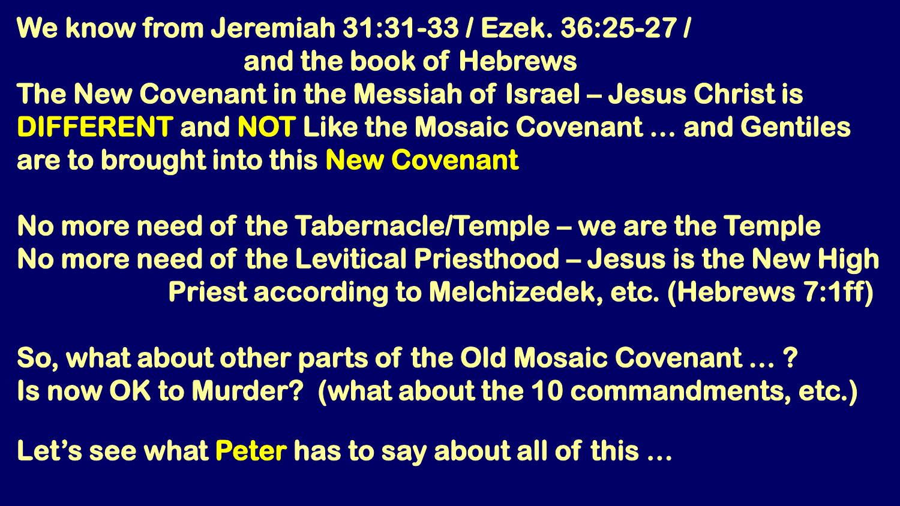We know from Jeremiah 31:31-33 / Ezek. 36:25-27 / and the book of Hebrews

The New Covenant in the Messiah of Israel – Jesus Christ is **DIFFERENT** and **NOT** Like the Mosaic Covenant … and Gentiles are to brought into this **New Covenant**

No more need of the Tabernacle/Temple – we are the Temple

No more need of the Levitical Priesthood – Jesus is the New High Priest according to Melchizedek, etc. (Hebrews 7:1ff)

So, what about other parts of the Old Mosaic Covenant … ?

Is now OK to Murder? (what about the 10 commandments, etc.)

Let's see what **Peter** has to say about all of this …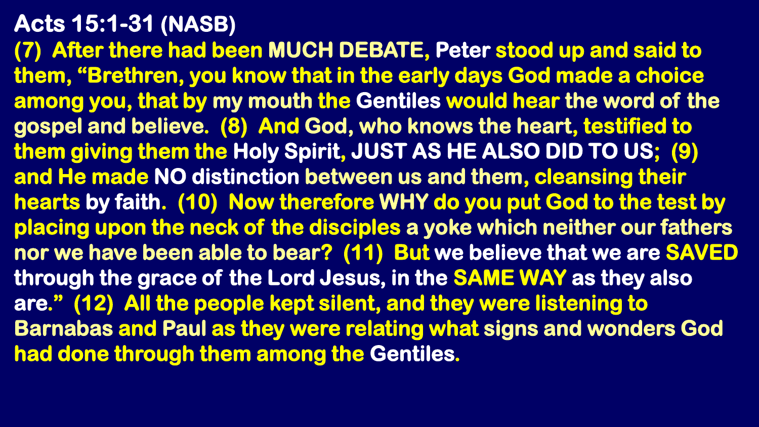**Acts 15:1-31 (NASB)**

**(7) After there had been MUCH DEBATE, Peter stood up and said to them, “Brethren, you know that in the early days God made a choice among you, that by my mouth the Gentiles would hear the word of the gospel and believe. (8) And God, who knows the heart, testified to them giving them the Holy Spirit, JUST AS HE ALSO DID TO US; (9) and He made NO distinction between us and them, cleansing their hearts by faith. (10) Now therefore WHY do you put God to the test by placing upon the neck of the disciples a yoke which neither our fathers nor we have been able to bear? (11) But we believe that we are SAVED through the grace of the Lord Jesus, in the SAME WAY as they also are.” (12) All the people kept silent, and they were listening to Barnabas and Paul as they were relating what signs and wonders God had done through them among the Gentiles.**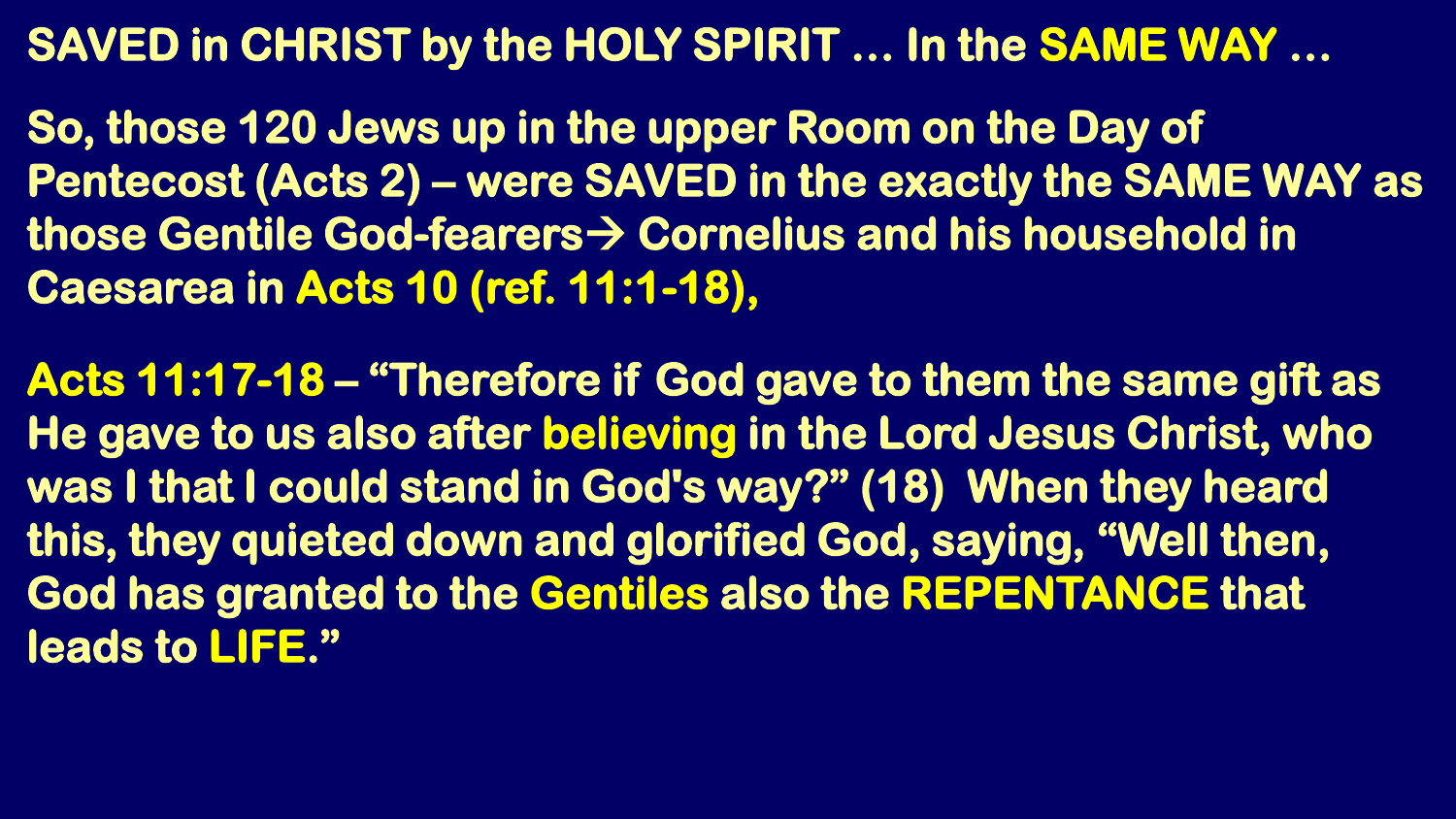## SAVED in CHRIST by the HOLY SPIRIT … In the SAME WAY …

So, those 120 Jews up in the upper Room on the Day of Pentecost (Acts 2) – were SAVED in the exactly the SAME WAY as those Gentile God-fearers→ Cornelius and his household in Caesarea in Acts 10 (ref. 11:1-18),

Acts 11:17-18 – "Therefore if God gave to them the same gift as He gave to us also after believing in the Lord Jesus Christ, who was I that I could stand in God's way?" (18) When they heard this, they quieted down and glorified God, saying, "Well then, God has granted to the Gentiles also the REPENTANCE that leads to LIFE."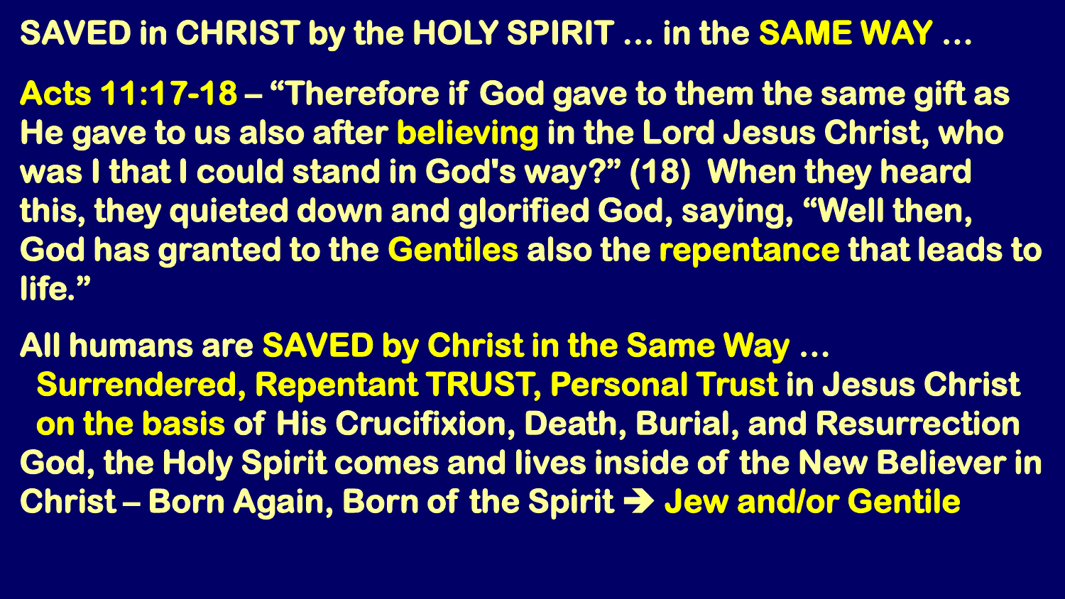## SAVED in CHRIST by the HOLY SPIRIT … in the SAME WAY …

**Acts 11:17-18** – "Therefore if God gave to them the same gift as He gave to us also after **believing** in the Lord Jesus Christ, who was I that I could stand in God's way?" (18) When they heard this, they quieted down and glorified God, saying, "Well then, God has granted to the **Gentiles** also the **repentance** that leads to life."

All humans are **SAVED by Christ in the Same Way …**

- **Surrendered, Repentant TRUST, Personal Trust** in Jesus Christ
- **on the basis** of His Crucifixion, Death, Burial, and Resurrection

God, the Holy Spirit comes and lives inside of the New Believer in Christ – Born Again, Born of the Spirit → **Jew and/or Gentile**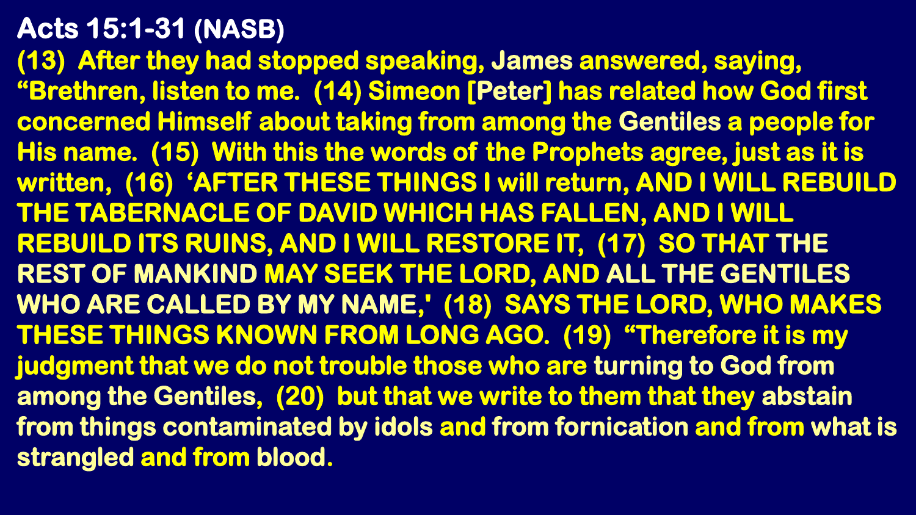# Acts 15:1-31 (NASB)

**(13) After they had stopped speaking, James answered, saying, "Brethren, listen to me. (14) Simeon [Peter] has related how God first concerned Himself about taking from among the Gentiles a people for His name. (15) With this the words of the Prophets agree, just as it is written, (16) 'AFTER THESE THINGS I will return, AND I WILL REBUILD THE TABERNACLE OF DAVID WHICH HAS FALLEN, AND I WILL REBUILD ITS RUINS, AND I WILL RESTORE IT, (17) SO THAT THE REST OF MANKIND MAY SEEK THE LORD, AND ALL THE GENTILES WHO ARE CALLED BY MY NAME,' (18) SAYS THE LORD, WHO MAKES THESE THINGS KNOWN FROM LONG AGO. (19) "Therefore it is my judgment that we do not trouble those who are turning to God from among the Gentiles, (20) but that we write to them that they abstain from things contaminated by idols and from fornication and from what is strangled and from blood.**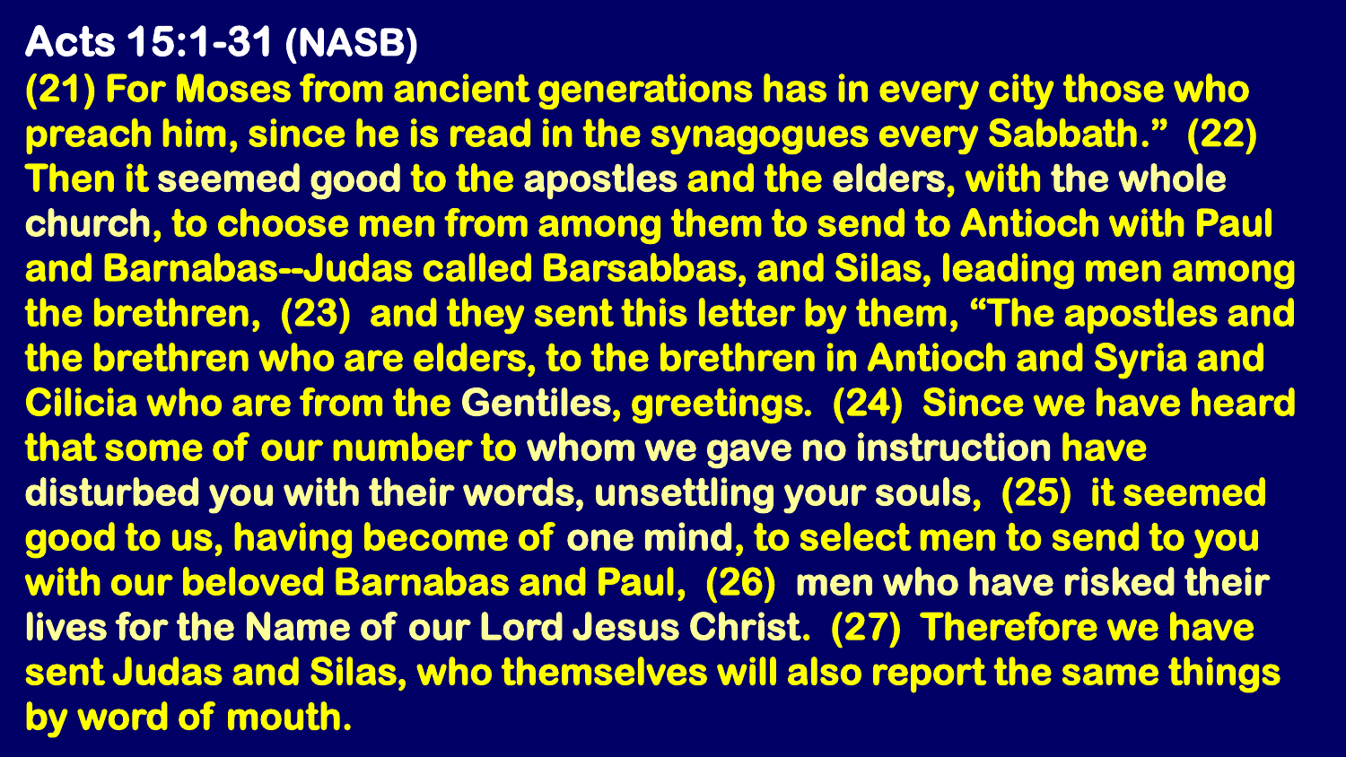**Acts 15:1-31 (NASB)**

**(21) For Moses from ancient generations has in every city those who preach him, since he is read in the synagogues every Sabbath." (22) Then it seemed good to the apostles and the elders, with the whole church, to choose men from among them to send to Antioch with Paul and Barnabas--Judas called Barsabbas, and Silas, leading men among the brethren, (23) and they sent this letter by them, "The apostles and the brethren who are elders, to the brethren in Antioch and Syria and Cilicia who are from the Gentiles, greetings. (24) Since we have heard that some of our number to whom we gave no instruction have disturbed you with their words, unsettling your souls, (25) it seemed good to us, having become of one mind, to select men to send to you with our beloved Barnabas and Paul, (26) men who have risked their lives for the Name of our Lord Jesus Christ. (27) Therefore we have sent Judas and Silas, who themselves will also report the same things by word of mouth.**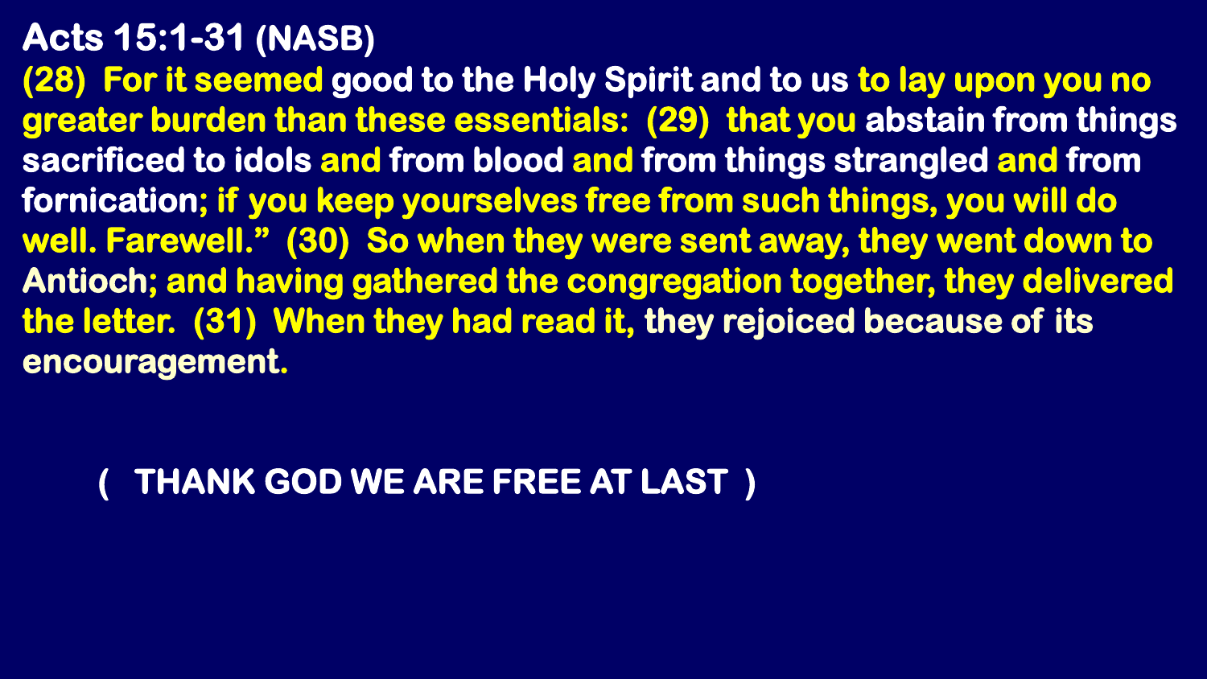**Acts 15:1-31 (NASB)**

**(28) For it seemed good to the Holy Spirit and to us to lay upon you no greater burden than these essentials: (29) that you abstain from things sacrificed to idols and from blood and from things strangled and from fornication; if you keep yourselves free from such things, you will do well. Farewell." (30) So when they were sent away, they went down to Antioch; and having gathered the congregation together, they delivered the letter. (31) When they had read it, they rejoiced because of its encouragement.**

**( THANK GOD WE ARE FREE AT LAST )**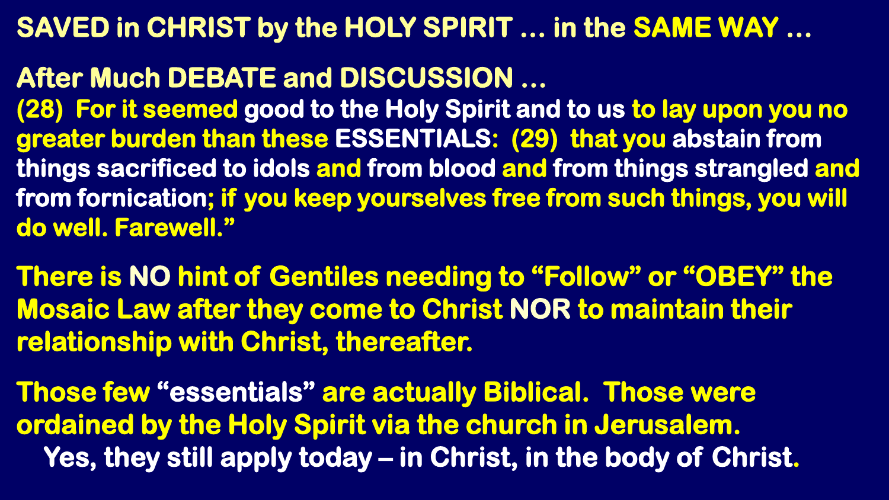# SAVED in CHRIST by the HOLY SPIRIT … in the SAME WAY …

## After Much DEBATE and DISCUSSION …

**(28) For it seemed good to the Holy Spirit and to us to lay upon you no greater burden than these ESSENTIALS: (29) that you abstain from things sacrificed to idols and from blood and from things strangled and from fornication; if you keep yourselves free from such things, you will do well. Farewell."**

**There is NO hint of Gentiles needing to "Follow" or "OBEY" the Mosaic Law after they come to Christ NOR to maintain their relationship with Christ, thereafter.**

**Those few "essentials" are actually Biblical. Those were ordained by the Holy Spirit via the church in Jerusalem.**

**Yes, they still apply today – in Christ, in the body of Christ.**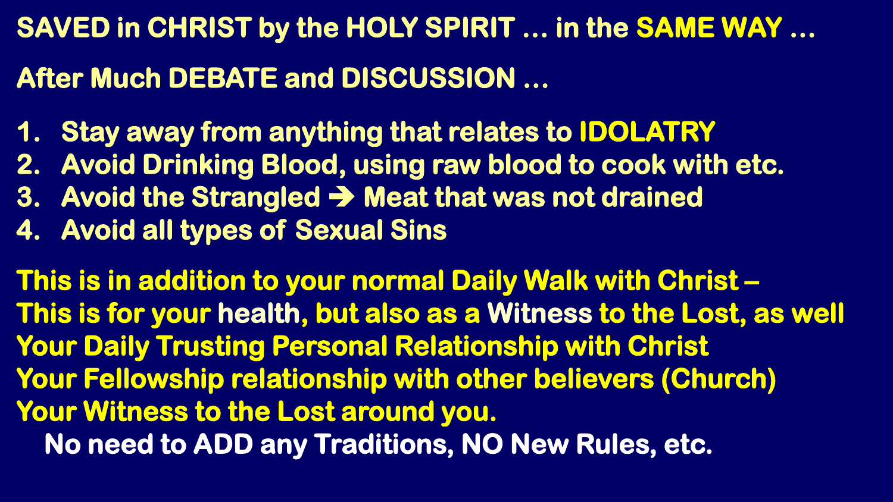**SAVED in CHRIST by the HOLY SPIRIT … in the SAME WAY …**

**After Much DEBATE and DISCUSSION …**

1. **Stay away from anything that relates to IDOLATRY**
2. **Avoid Drinking Blood, using raw blood to cook with etc.**
3. **Avoid the Strangled → Meat that was not drained**
4. **Avoid all types of Sexual Sins**

**This is in addition to your normal Daily Walk with Christ –**
**This is for your health, but also as a Witness to the Lost, as well**
**Your Daily Trusting Personal Relationship with Christ**
**Your Fellowship relationship with other believers (Church)**
**Your Witness to the Lost around you.**

**No need to ADD any Traditions, NO New Rules, etc.**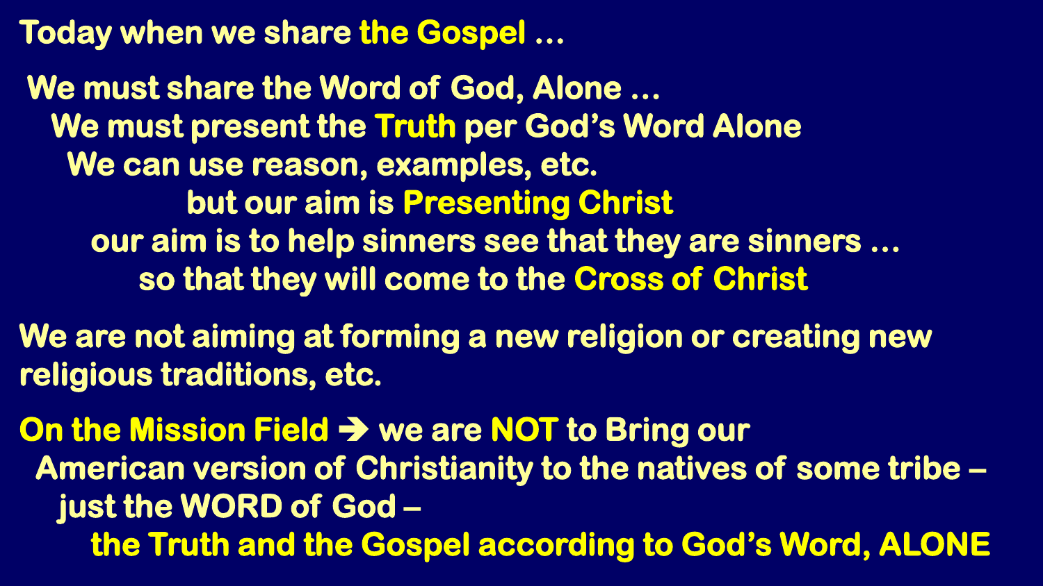Today when we share the Gospel …

We must share the Word of God, Alone …

We must present the Truth per God's Word Alone

We can use reason, examples, etc.

but our aim is Presenting Christ

our aim is to help sinners see that they are sinners …

so that they will come to the Cross of Christ

We are not aiming at forming a new religion or creating new religious traditions, etc.

On the Mission Field ➔ we are NOT to Bring our American version of Christianity to the natives of some tribe – just the WORD of God – the Truth and the Gospel according to God's Word, ALONE